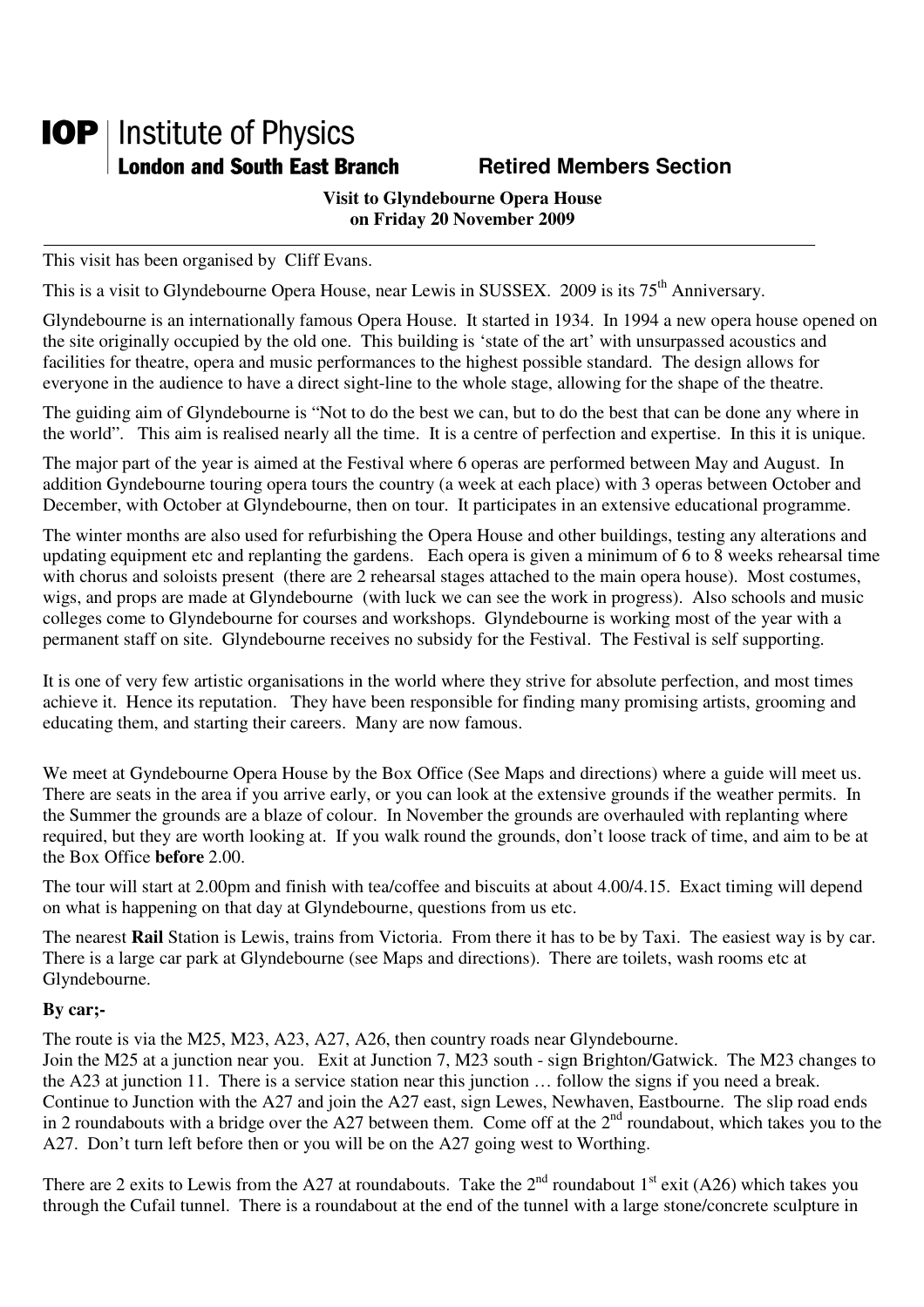**IOP** | Institute of Physics
**London and South East Branch** **Retired Members Section**

**Visit to Glyndebourne Opera House on Friday 20 November 2009**

---

This visit has been organised by Cliff Evans.

This is a visit to Glyndebourne Opera House, near Lewis in SUSSEX. 2009 is its 75th Anniversary.

Glyndebourne is an internationally famous Opera House. It started in 1934. In 1994 a new opera house opened on the site originally occupied by the old one. This building is 'state of the art' with unsurpassed acoustics and facilities for theatre, opera and music performances to the highest possible standard. The design allows for everyone in the audience to have a direct sight-line to the whole stage, allowing for the shape of the theatre.

The guiding aim of Glyndebourne is "Not to do the best we can, but to do the best that can be done any where in the world". This aim is realised nearly all the time. It is a centre of perfection and expertise. In this it is unique.

The major part of the year is aimed at the Festival where 6 operas are performed between May and August. In addition Gyndebourne touring opera tours the country (a week at each place) with 3 operas between October and December, with October at Glyndebourne, then on tour. It participates in an extensive educational programme.

The winter months are also used for refurbishing the Opera House and other buildings, testing any alterations and updating equipment etc and replanting the gardens. Each opera is given a minimum of 6 to 8 weeks rehearsal time with chorus and soloists present (there are 2 rehearsal stages attached to the main opera house). Most costumes, wigs, and props are made at Glyndebourne (with luck we can see the work in progress). Also schools and music colleges come to Glyndebourne for courses and workshops. Glyndebourne is working most of the year with a permanent staff on site. Glyndebourne receives no subsidy for the Festival. The Festival is self supporting.

It is one of very few artistic organisations in the world where they strive for absolute perfection, and most times achieve it. Hence its reputation. They have been responsible for finding many promising artists, grooming and educating them, and starting their careers. Many are now famous.

We meet at Gyndebourne Opera House by the Box Office (See Maps and directions) where a guide will meet us. There are seats in the area if you arrive early, or you can look at the extensive grounds if the weather permits. In the Summer the grounds are a blaze of colour. In November the grounds are overhauled with replanting where required, but they are worth looking at. If you walk round the grounds, don't loose track of time, and aim to be at the Box Office **before** 2.00.

The tour will start at 2.00pm and finish with tea/coffee and biscuits at about 4.00/4.15. Exact timing will depend on what is happening on that day at Glyndebourne, questions from us etc.

The nearest **Rail** Station is Lewis, trains from Victoria. From there it has to be by Taxi. The easiest way is by car. There is a large car park at Glyndebourne (see Maps and directions). There are toilets, wash rooms etc at Glyndebourne.

**By car;-**

The route is via the M25, M23, A23, A27, A26, then country roads near Glyndebourne.
Join the M25 at a junction near you. Exit at Junction 7, M23 south - sign Brighton/Gatwick. The M23 changes to the A23 at junction 11. There is a service station near this junction … follow the signs if you need a break. Continue to Junction with the A27 and join the A27 east, sign Lewes, Newhaven, Eastbourne. The slip road ends in 2 roundabouts with a bridge over the A27 between them. Come off at the 2nd roundabout, which takes you to the A27. Don't turn left before then or you will be on the A27 going west to Worthing.

There are 2 exits to Lewis from the A27 at roundabouts. Take the 2nd roundabout 1st exit (A26) which takes you through the Cufail tunnel. There is a roundabout at the end of the tunnel with a large stone/concrete sculpture in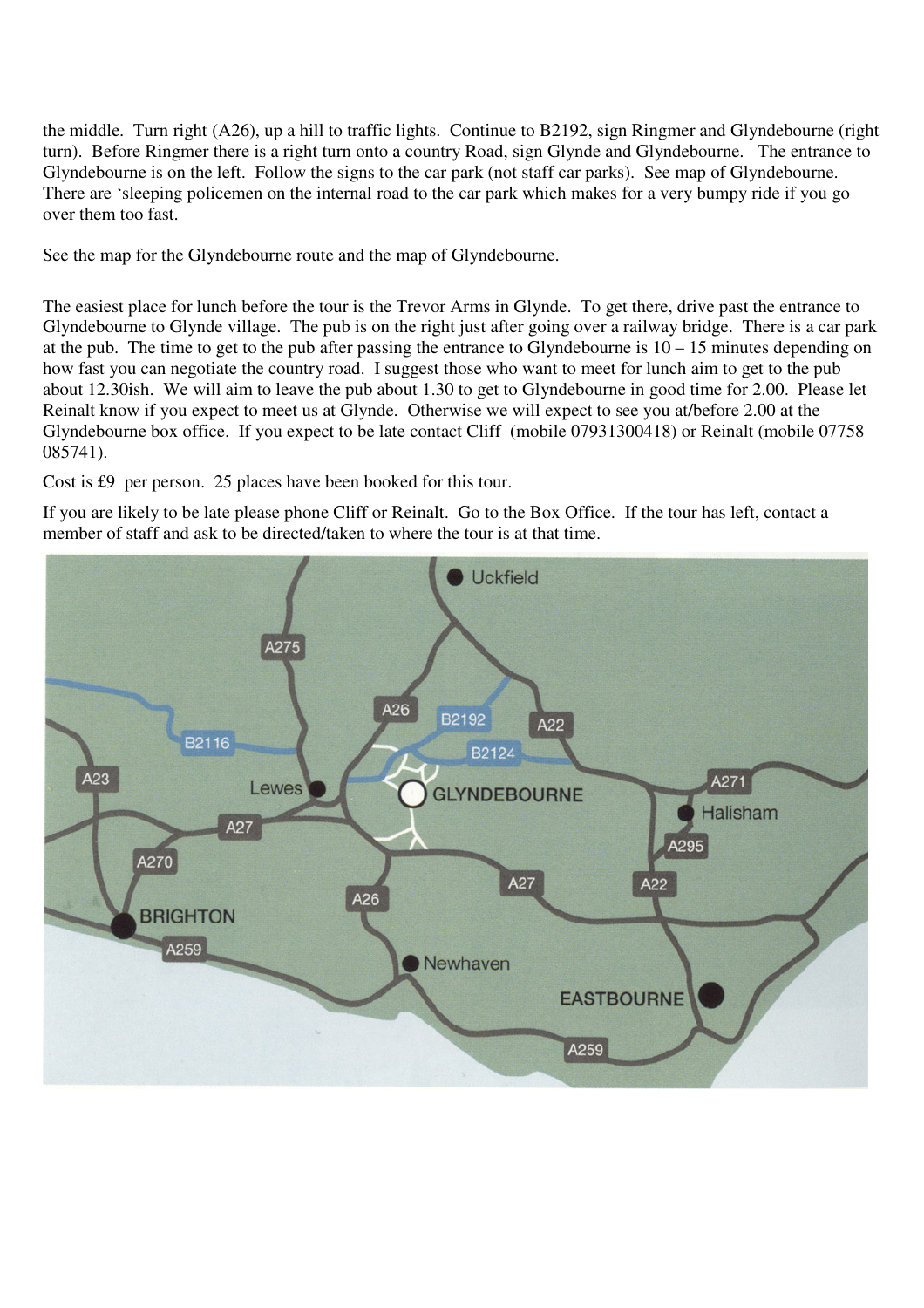the middle. Turn right (A26), up a hill to traffic lights. Continue to B2192, sign Ringmer and Glyndebourne (right turn). Before Ringmer there is a right turn onto a country Road, sign Glynde and Glyndebourne. The entrance to Glyndebourne is on the left. Follow the signs to the car park (not staff car parks). See map of Glyndebourne. There are 'sleeping policemen on the internal road to the car park which makes for a very bumpy ride if you go over them too fast.

See the map for the Glyndebourne route and the map of Glyndebourne.

The easiest place for lunch before the tour is the Trevor Arms in Glynde. To get there, drive past the entrance to Glyndebourne to Glynde village. The pub is on the right just after going over a railway bridge. There is a car park at the pub. The time to get to the pub after passing the entrance to Glyndebourne is 10 – 15 minutes depending on how fast you can negotiate the country road. I suggest those who want to meet for lunch aim to get to the pub about 12.30ish. We will aim to leave the pub about 1.30 to get to Glyndebourne in good time for 2.00. Please let Reinalt know if you expect to meet us at Glynde. Otherwise we will expect to see you at/before 2.00 at the Glyndebourne box office. If you expect to be late contact Cliff (mobile 07931300418) or Reinalt (mobile 07758 085741).

Cost is £9 per person. 25 places have been booked for this tour.

If you are likely to be late please phone Cliff or Reinalt. Go to the Box Office. If the tour has left, contact a member of staff and ask to be directed/taken to where the tour is at that time.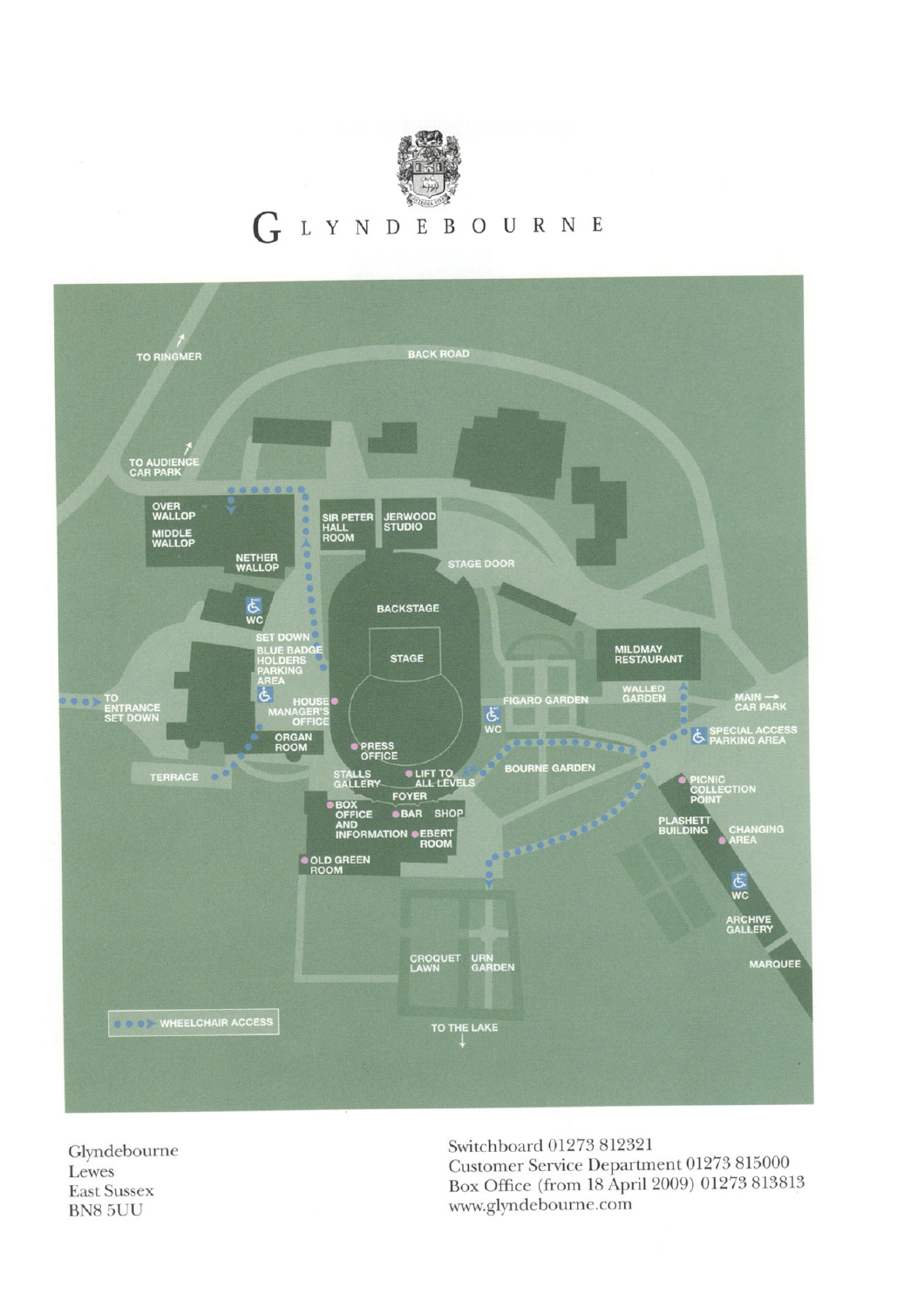# GLYNDEBOURNE

TO RINGMER

BACK ROAD

TO AUDIENCE CAR PARK

OVER WALLOP

MIDDLE WALLOP

NETHER WALLOP

SIR PETER HALL ROOM

JERWOOD STUDIO

STAGE DOOR

BACKSTAGE

WC

SET DOWN BLUE BADGE HOLDERS PARKING AREA

STAGE

MILDMAY RESTAURANT

TO ENTRANCE SET DOWN

HOUSE MANAGER'S OFFICE

FIGARO GARDEN

WALLED GARDEN

MAIN → CAR PARK

WC

SPECIAL ACCESS PARKING AREA

ORGAN ROOM

PRESS OFFICE

TERRACE

STALLS GALLERY

LIFT TO ALL LEVELS

BOURNE GARDEN

PICNIC COLLECTION POINT

FOYER

BOX OFFICE AND INFORMATION

BAR

SHOP

EBERT ROOM

PLASHETT BUILDING

CHANGING AREA

OLD GREEN ROOM

WC

ARCHIVE GALLERY

CROQUET LAWN

URN GARDEN

MARQUEE

WHEELCHAIR ACCESS

TO THE LAKE

Glyndebourne
Lewes
East Sussex
BN8 5UU

Switchboard 01273 812321
Customer Service Department 01273 815000
Box Office (from 18 April 2009) 01273 813813
www.glyndebourne.com